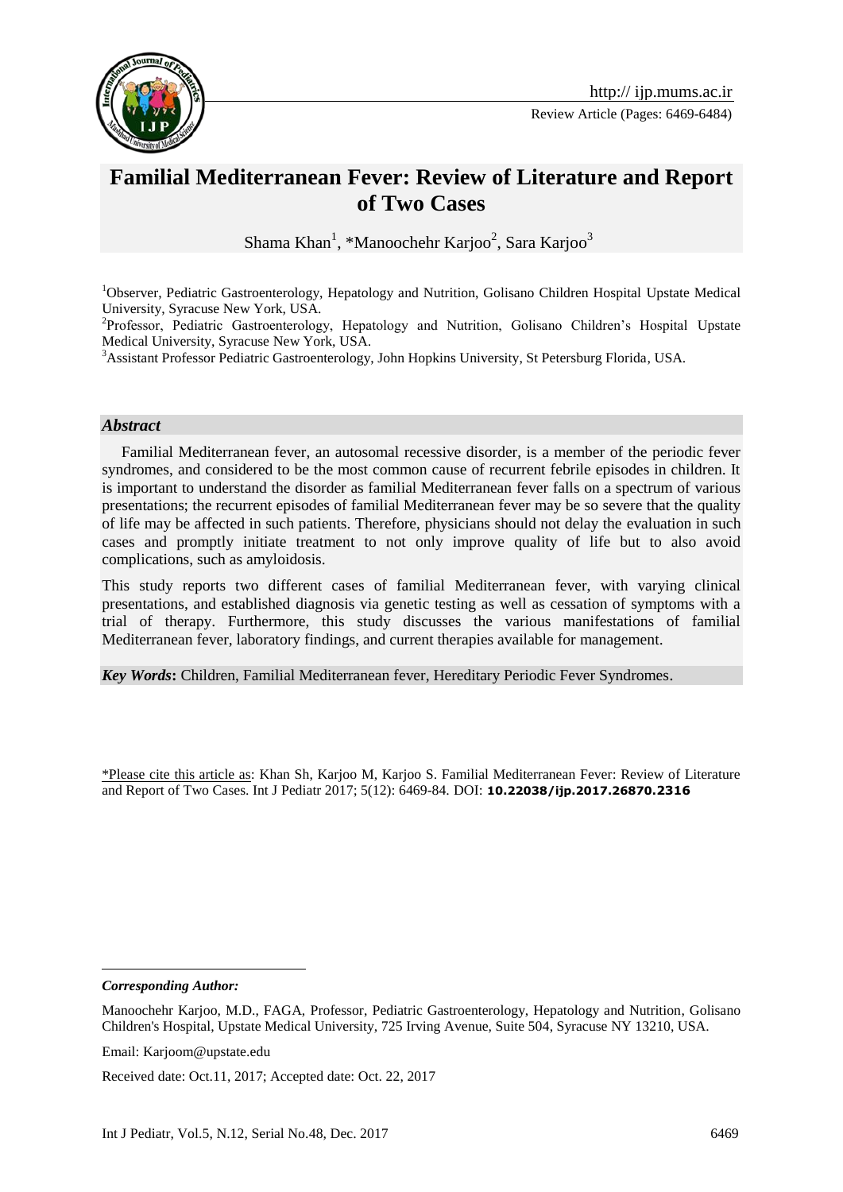Review Article (Pages: 6469-6484)

# Familial Mediterranean Fever: Review of Literature and Report of Two Cases

Shama Khan[1], *Manoochehr Karjoo[2], Sara Karjoo[3]

[1]Observer, Pediatric Gastroenterology, Hepatology and Nutrition, Golisano Children Hospital Upstate Medical University, Syracuse New York, USA.

[2]Professor, Pediatric Gastroenterology, Hepatology and Nutrition, Golisano Children's Hospital Upstate Medical University, Syracuse New York, USA.

[3]Assistant Professor Pediatric Gastroenterology, John Hopkins University, St Petersburg Florida, USA.

## *Abstract*

Familial Mediterranean fever, an autosomal recessive disorder, is a member of the periodic fever syndromes, and considered to be the most common cause of recurrent febrile episodes in children. It is important to understand the disorder as familial Mediterranean fever falls on a spectrum of various presentations; the recurrent episodes of familial Mediterranean fever may be so severe that the quality of life may be affected in such patients. Therefore, physicians should not delay the evaluation in such cases and promptly initiate treatment to not only improve quality of life but to also avoid complications, such as amyloidosis.

This study reports two different cases of familial Mediterranean fever, with varying clinical presentations, and established diagnosis via genetic testing as well as cessation of symptoms with a trial of therapy. Furthermore, this study discusses the various manifestations of familial Mediterranean fever, laboratory findings, and current therapies available for management.

***Key Words*:** Children, Familial Mediterranean fever, Hereditary Periodic Fever Syndromes.

\*Please cite this article as: Khan Sh, Karjoo M, Karjoo S. Familial Mediterranean Fever: Review of Literature and Report of Two Cases. Int J Pediatr 2017; 5(12): 6469-84. DOI: **10.22038/ijp.2017.26870.2316**

***Corresponding Author:***

Manoochehr Karjoo, M.D., FAGA, Professor, Pediatric Gastroenterology, Hepatology and Nutrition, Golisano Children's Hospital, Upstate Medical University, 725 Irving Avenue, Suite 504, Syracuse NY 13210, USA.

Email: Karjoom@upstate.edu

Received date: Oct.11, 2017; Accepted date: Oct. 22, 2017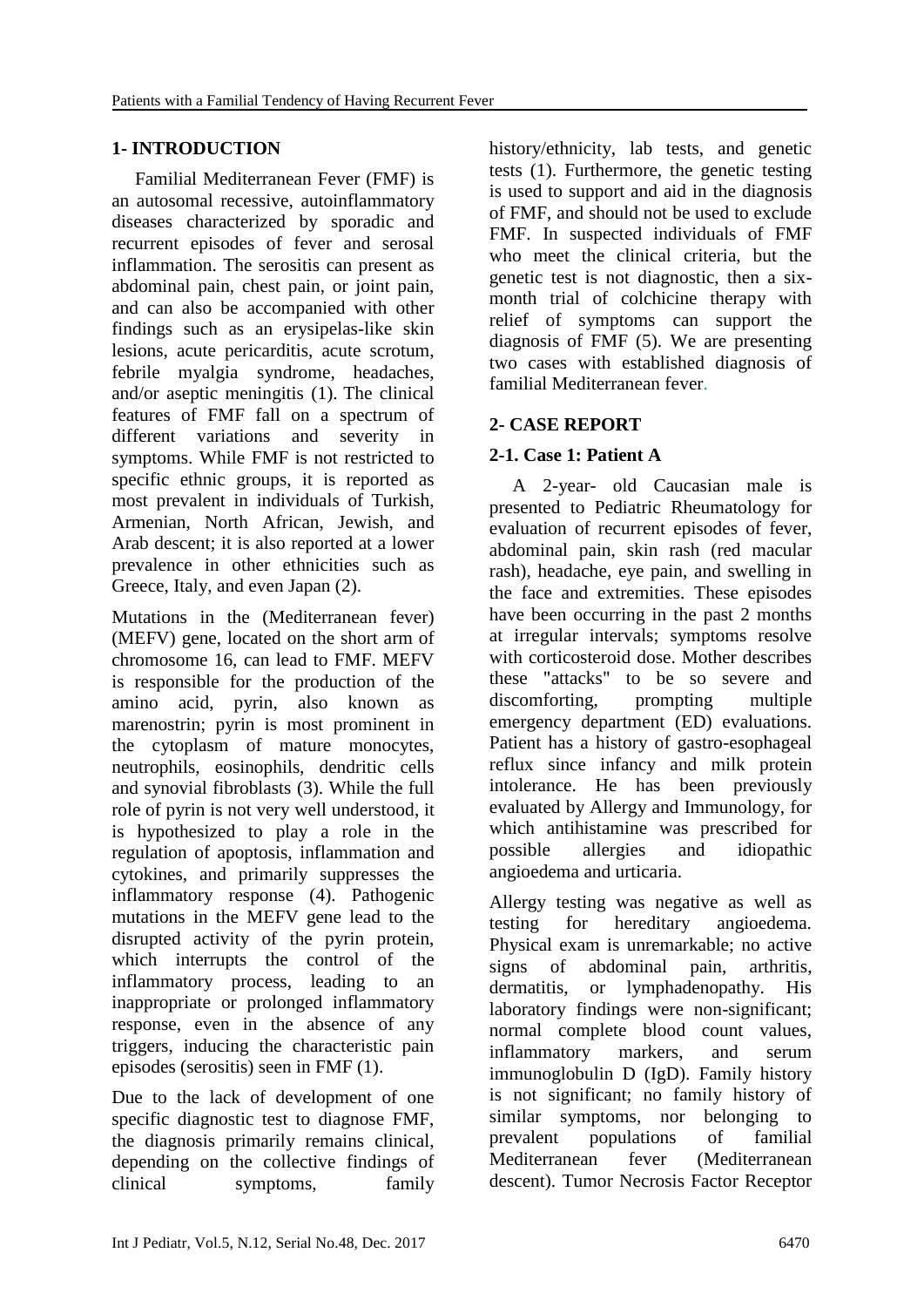## 1- INTRODUCTION

Familial Mediterranean Fever (FMF) is an autosomal recessive, autoinflammatory diseases characterized by sporadic and recurrent episodes of fever and serosal inflammation. The serositis can present as abdominal pain, chest pain, or joint pain, and can also be accompanied with other findings such as an erysipelas-like skin lesions, acute pericarditis, acute scrotum, febrile myalgia syndrome, headaches, and/or aseptic meningitis (1). The clinical features of FMF fall on a spectrum of different variations and severity in symptoms. While FMF is not restricted to specific ethnic groups, it is reported as most prevalent in individuals of Turkish, Armenian, North African, Jewish, and Arab descent; it is also reported at a lower prevalence in other ethnicities such as Greece, Italy, and even Japan (2).

Mutations in the (Mediterranean fever) (MEFV) gene, located on the short arm of chromosome 16, can lead to FMF. MEFV is responsible for the production of the amino acid, pyrin, also known as marenostrin; pyrin is most prominent in the cytoplasm of mature monocytes, neutrophils, eosinophils, dendritic cells and synovial fibroblasts (3). While the full role of pyrin is not very well understood, it is hypothesized to play a role in the regulation of apoptosis, inflammation and cytokines, and primarily suppresses the inflammatory response (4). Pathogenic mutations in the MEFV gene lead to the disrupted activity of the pyrin protein, which interrupts the control of the inflammatory process, leading to an inappropriate or prolonged inflammatory response, even in the absence of any triggers, inducing the characteristic pain episodes (serositis) seen in FMF (1).

Due to the lack of development of one specific diagnostic test to diagnose FMF, the diagnosis primarily remains clinical, depending on the collective findings of clinical symptoms, family history/ethnicity, lab tests, and genetic tests (1). Furthermore, the genetic testing is used to support and aid in the diagnosis of FMF, and should not be used to exclude FMF. In suspected individuals of FMF who meet the clinical criteria, but the genetic test is not diagnostic, then a six-month trial of colchicine therapy with relief of symptoms can support the diagnosis of FMF (5). We are presenting two cases with established diagnosis of familial Mediterranean fever.

## 2- CASE REPORT

### 2-1. Case 1: Patient A

A 2-year- old Caucasian male is presented to Pediatric Rheumatology for evaluation of recurrent episodes of fever, abdominal pain, skin rash (red macular rash), headache, eye pain, and swelling in the face and extremities. These episodes have been occurring in the past 2 months at irregular intervals; symptoms resolve with corticosteroid dose. Mother describes these "attacks" to be so severe and discomforting, prompting multiple emergency department (ED) evaluations. Patient has a history of gastro-esophageal reflux since infancy and milk protein intolerance. He has been previously evaluated by Allergy and Immunology, for which antihistamine was prescribed for possible allergies and idiopathic angioedema and urticaria.

Allergy testing was negative as well as testing for hereditary angioedema. Physical exam is unremarkable; no active signs of abdominal pain, arthritis, dermatitis, or lymphadenopathy. His laboratory findings were non-significant; normal complete blood count values, inflammatory markers, and serum immunoglobulin D (IgD). Family history is not significant; no family history of similar symptoms, nor belonging to prevalent populations of familial Mediterranean fever (Mediterranean descent). Tumor Necrosis Factor Receptor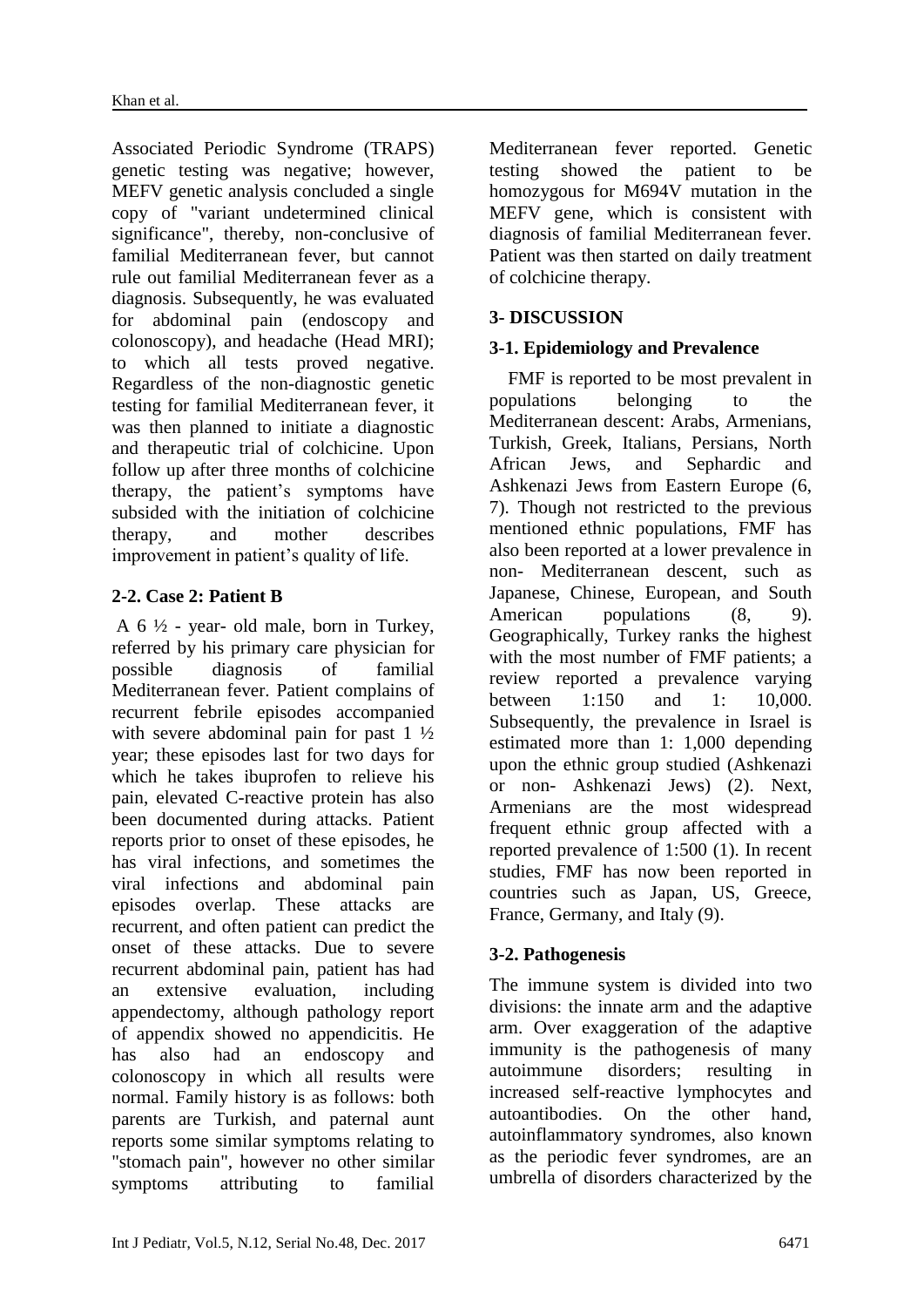Associated Periodic Syndrome (TRAPS) genetic testing was negative; however, MEFV genetic analysis concluded a single copy of "variant undetermined clinical significance", thereby, non-conclusive of familial Mediterranean fever, but cannot rule out familial Mediterranean fever as a diagnosis. Subsequently, he was evaluated for abdominal pain (endoscopy and colonoscopy), and headache (Head MRI); to which all tests proved negative. Regardless of the non-diagnostic genetic testing for familial Mediterranean fever, it was then planned to initiate a diagnostic and therapeutic trial of colchicine. Upon follow up after three months of colchicine therapy, the patient's symptoms have subsided with the initiation of colchicine therapy, and mother describes improvement in patient's quality of life.

### 2-2. Case 2: Patient B

A 6 ½ - year- old male, born in Turkey, referred by his primary care physician for possible diagnosis of familial Mediterranean fever. Patient complains of recurrent febrile episodes accompanied with severe abdominal pain for past 1 ½ year; these episodes last for two days for which he takes ibuprofen to relieve his pain, elevated C-reactive protein has also been documented during attacks. Patient reports prior to onset of these episodes, he has viral infections, and sometimes the viral infections and abdominal pain episodes overlap. These attacks are recurrent, and often patient can predict the onset of these attacks. Due to severe recurrent abdominal pain, patient has had an extensive evaluation, including appendectomy, although pathology report of appendix showed no appendicitis. He has also had an endoscopy and colonoscopy in which all results were normal. Family history is as follows: both parents are Turkish, and paternal aunt reports some similar symptoms relating to "stomach pain", however no other similar symptoms attributing to familial Mediterranean fever reported. Genetic testing showed the patient to be homozygous for M694V mutation in the MEFV gene, which is consistent with diagnosis of familial Mediterranean fever. Patient was then started on daily treatment of colchicine therapy.

## 3- DISCUSSION

### 3-1. Epidemiology and Prevalence

FMF is reported to be most prevalent in populations belonging to the Mediterranean descent: Arabs, Armenians, Turkish, Greek, Italians, Persians, North African Jews, and Sephardic and Ashkenazi Jews from Eastern Europe (6, 7). Though not restricted to the previous mentioned ethnic populations, FMF has also been reported at a lower prevalence in non- Mediterranean descent, such as Japanese, Chinese, European, and South American populations (8, 9). Geographically, Turkey ranks the highest with the most number of FMF patients; a review reported a prevalence varying between 1:150 and 1: 10,000. Subsequently, the prevalence in Israel is estimated more than 1: 1,000 depending upon the ethnic group studied (Ashkenazi or non- Ashkenazi Jews) (2). Next, Armenians are the most widespread frequent ethnic group affected with a reported prevalence of 1:500 (1). In recent studies, FMF has now been reported in countries such as Japan, US, Greece, France, Germany, and Italy (9).

### 3-2. Pathogenesis

The immune system is divided into two divisions: the innate arm and the adaptive arm. Over exaggeration of the adaptive immunity is the pathogenesis of many autoimmune disorders; resulting in increased self-reactive lymphocytes and autoantibodies. On the other hand, autoinflammatory syndromes, also known as the periodic fever syndromes, are an umbrella of disorders characterized by the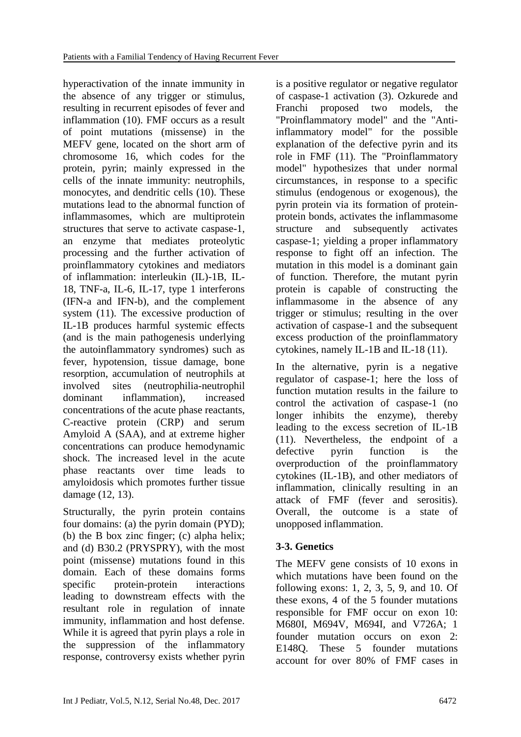hyperactivation of the innate immunity in the absence of any trigger or stimulus, resulting in recurrent episodes of fever and inflammation (10). FMF occurs as a result of point mutations (missense) in the MEFV gene, located on the short arm of chromosome 16, which codes for the protein, pyrin; mainly expressed in the cells of the innate immunity: neutrophils, monocytes, and dendritic cells (10). These mutations lead to the abnormal function of inflammasomes, which are multiprotein structures that serve to activate caspase-1, an enzyme that mediates proteolytic processing and the further activation of proinflammatory cytokines and mediators of inflammation: interleukin (IL)-1B, IL-18, TNF-a, IL-6, IL-17, type 1 interferons (IFN-a and IFN-b), and the complement system (11). The excessive production of IL-1B produces harmful systemic effects (and is the main pathogenesis underlying the autoinflammatory syndromes) such as fever, hypotension, tissue damage, bone resorption, accumulation of neutrophils at involved sites (neutrophilia-neutrophil dominant inflammation), increased concentrations of the acute phase reactants, C-reactive protein (CRP) and serum Amyloid A (SAA), and at extreme higher concentrations can produce hemodynamic shock. The increased level in the acute phase reactants over time leads to amyloidosis which promotes further tissue damage (12, 13).

Structurally, the pyrin protein contains four domains: (a) the pyrin domain (PYD); (b) the B box zinc finger; (c) alpha helix; and (d) B30.2 (PRYSPRY), with the most point (missense) mutations found in this domain. Each of these domains forms specific protein-protein interactions leading to downstream effects with the resultant role in regulation of innate immunity, inflammation and host defense. While it is agreed that pyrin plays a role in the suppression of the inflammatory response, controversy exists whether pyrin is a positive regulator or negative regulator of caspase-1 activation (3). Ozkurede and Franchi proposed two models, the "Proinflammatory model" and the "Anti-inflammatory model" for the possible explanation of the defective pyrin and its role in FMF (11). The "Proinflammatory model" hypothesizes that under normal circumstances, in response to a specific stimulus (endogenous or exogenous), the pyrin protein via its formation of protein-protein bonds, activates the inflammasome structure and subsequently activates caspase-1; yielding a proper inflammatory response to fight off an infection. The mutation in this model is a dominant gain of function. Therefore, the mutant pyrin protein is capable of constructing the inflammasome in the absence of any trigger or stimulus; resulting in the over activation of caspase-1 and the subsequent excess production of the proinflammatory cytokines, namely IL-1B and IL-18 (11).

In the alternative, pyrin is a negative regulator of caspase-1; here the loss of function mutation results in the failure to control the activation of caspase-1 (no longer inhibits the enzyme), thereby leading to the excess secretion of IL-1B (11). Nevertheless, the endpoint of a defective pyrin function is the overproduction of the proinflammatory cytokines (IL-1B), and other mediators of inflammation, clinically resulting in an attack of FMF (fever and serositis). Overall, the outcome is a state of unopposed inflammation.

### 3-3. Genetics

The MEFV gene consists of 10 exons in which mutations have been found on the following exons: 1, 2, 3, 5, 9, and 10. Of these exons, 4 of the 5 founder mutations responsible for FMF occur on exon 10: M680I, M694V, M694I, and V726A; 1 founder mutation occurs on exon 2: E148Q. These 5 founder mutations account for over 80% of FMF cases in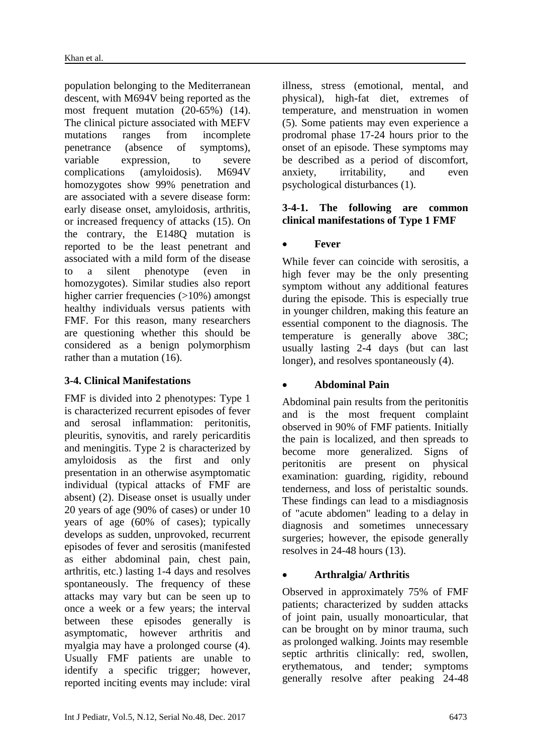population belonging to the Mediterranean descent, with M694V being reported as the most frequent mutation (20-65%) (14). The clinical picture associated with MEFV mutations ranges from incomplete penetrance (absence of symptoms), variable expression, to severe complications (amyloidosis). M694V homozygotes show 99% penetration and are associated with a severe disease form: early disease onset, amyloidosis, arthritis, or increased frequency of attacks (15). On the contrary, the E148Q mutation is reported to be the least penetrant and associated with a mild form of the disease to a silent phenotype (even in homozygotes). Similar studies also report higher carrier frequencies (>10%) amongst healthy individuals versus patients with FMF. For this reason, many researchers are questioning whether this should be considered as a benign polymorphism rather than a mutation (16).

### 3-4. Clinical Manifestations

FMF is divided into 2 phenotypes: Type 1 is characterized recurrent episodes of fever and serosal inflammation: peritonitis, pleuritis, synovitis, and rarely pericarditis and meningitis. Type 2 is characterized by amyloidosis as the first and only presentation in an otherwise asymptomatic individual (typical attacks of FMF are absent) (2). Disease onset is usually under 20 years of age (90% of cases) or under 10 years of age (60% of cases); typically develops as sudden, unprovoked, recurrent episodes of fever and serositis (manifested as either abdominal pain, chest pain, arthritis, etc.) lasting 1-4 days and resolves spontaneously. The frequency of these attacks may vary but can be seen up to once a week or a few years; the interval between these episodes generally is asymptomatic, however arthritis and myalgia may have a prolonged course (4). Usually FMF patients are unable to identify a specific trigger; however, reported inciting events may include: viral illness, stress (emotional, mental, and physical), high-fat diet, extremes of temperature, and menstruation in women (5). Some patients may even experience a prodromal phase 17-24 hours prior to the onset of an episode. These symptoms may be described as a period of discomfort, anxiety, irritability, and even psychological disturbances (1).

#### 3-4-1. The following are common clinical manifestations of Type 1 FMF

- **Fever**

While fever can coincide with serositis, a high fever may be the only presenting symptom without any additional features during the episode. This is especially true in younger children, making this feature an essential component to the diagnosis. The temperature is generally above 38C; usually lasting 2-4 days (but can last longer), and resolves spontaneously (4).

- **Abdominal Pain**

Abdominal pain results from the peritonitis and is the most frequent complaint observed in 90% of FMF patients. Initially the pain is localized, and then spreads to become more generalized. Signs of peritonitis are present on physical examination: guarding, rigidity, rebound tenderness, and loss of peristaltic sounds. These findings can lead to a misdiagnosis of "acute abdomen" leading to a delay in diagnosis and sometimes unnecessary surgeries; however, the episode generally resolves in 24-48 hours (13).

- **Arthralgia/ Arthritis**

Observed in approximately 75% of FMF patients; characterized by sudden attacks of joint pain, usually monoarticular, that can be brought on by minor trauma, such as prolonged walking. Joints may resemble septic arthritis clinically: red, swollen, erythematous, and tender; symptoms generally resolve after peaking 24-48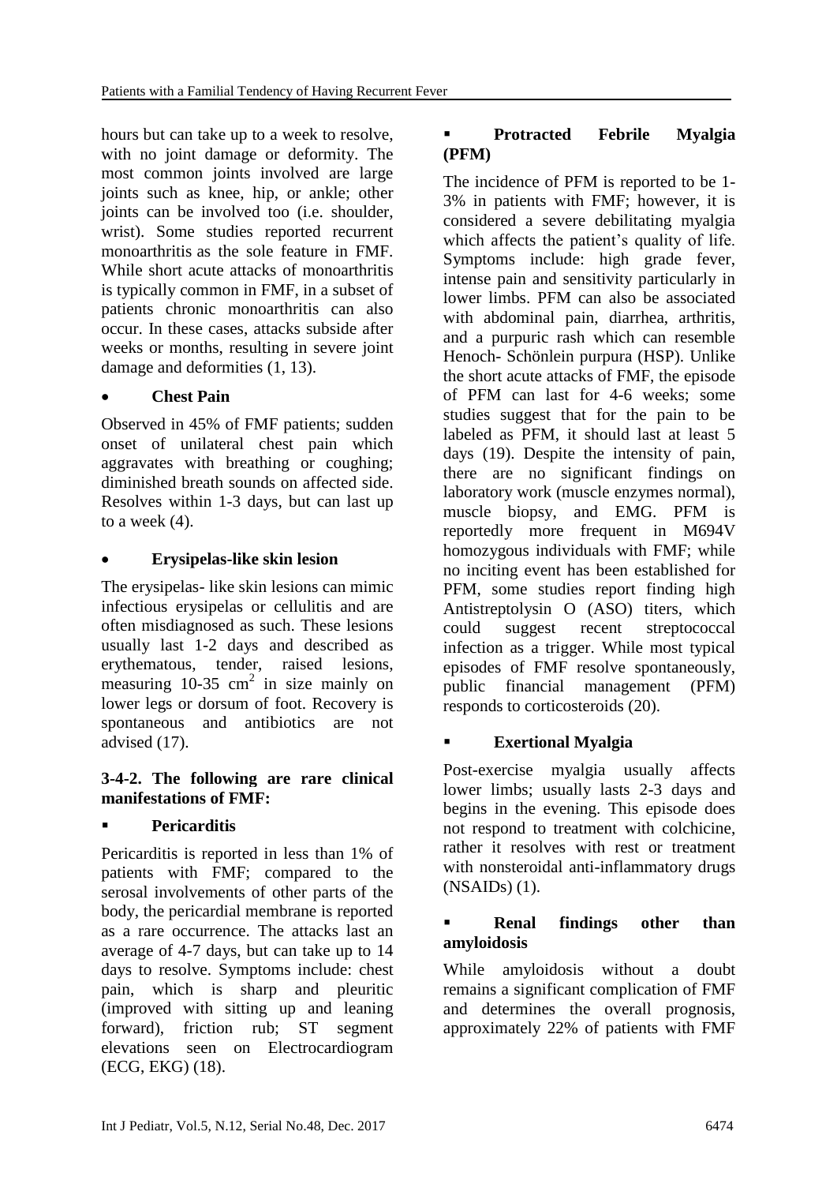hours but can take up to a week to resolve, with no joint damage or deformity. The most common joints involved are large joints such as knee, hip, or ankle; other joints can be involved too (i.e. shoulder, wrist). Some studies reported recurrent monoarthritis as the sole feature in FMF. While short acute attacks of monoarthritis is typically common in FMF, in a subset of patients chronic monoarthritis can also occur. In these cases, attacks subside after weeks or months, resulting in severe joint damage and deformities (1, 13).

- **Chest Pain**

Observed in 45% of FMF patients; sudden onset of unilateral chest pain which aggravates with breathing or coughing; diminished breath sounds on affected side. Resolves within 1-3 days, but can last up to a week (4).

- **Erysipelas-like skin lesion**

The erysipelas- like skin lesions can mimic infectious erysipelas or cellulitis and are often misdiagnosed as such. These lesions usually last 1-2 days and described as erythematous, tender, raised lesions, measuring 10-35 $cm^2$ in size mainly on lower legs or dorsum of foot. Recovery is spontaneous and antibiotics are not advised (17).

**3-4-2. The following are rare clinical manifestations of FMF:**

- **Pericarditis**

Pericarditis is reported in less than 1% of patients with FMF; compared to the serosal involvements of other parts of the body, the pericardial membrane is reported as a rare occurrence. The attacks last an average of 4-7 days, but can take up to 14 days to resolve. Symptoms include: chest pain, which is sharp and pleuritic (improved with sitting up and leaning forward), friction rub; ST segment elevations seen on Electrocardiogram (ECG, EKG) (18).

- **Protracted Febrile Myalgia (PFM)**

The incidence of PFM is reported to be 1-3% in patients with FMF; however, it is considered a severe debilitating myalgia which affects the patient's quality of life. Symptoms include: high grade fever, intense pain and sensitivity particularly in lower limbs. PFM can also be associated with abdominal pain, diarrhea, arthritis, and a purpuric rash which can resemble Henoch- Schönlein purpura (HSP). Unlike the short acute attacks of FMF, the episode of PFM can last for 4-6 weeks; some studies suggest that for the pain to be labeled as PFM, it should last at least 5 days (19). Despite the intensity of pain, there are no significant findings on laboratory work (muscle enzymes normal), muscle biopsy, and EMG. PFM is reportedly more frequent in M694V homozygous individuals with FMF; while no inciting event has been established for PFM, some studies report finding high Antistreptolysin O (ASO) titers, which could suggest recent streptococcal infection as a trigger. While most typical episodes of FMF resolve spontaneously, public financial management (PFM) responds to corticosteroids (20).

- **Exertional Myalgia**

Post-exercise myalgia usually affects lower limbs; usually lasts 2-3 days and begins in the evening. This episode does not respond to treatment with colchicine, rather it resolves with rest or treatment with nonsteroidal anti-inflammatory drugs (NSAIDs) (1).

- **Renal findings other than amyloidosis**

While amyloidosis without a doubt remains a significant complication of FMF and determines the overall prognosis, approximately 22% of patients with FMF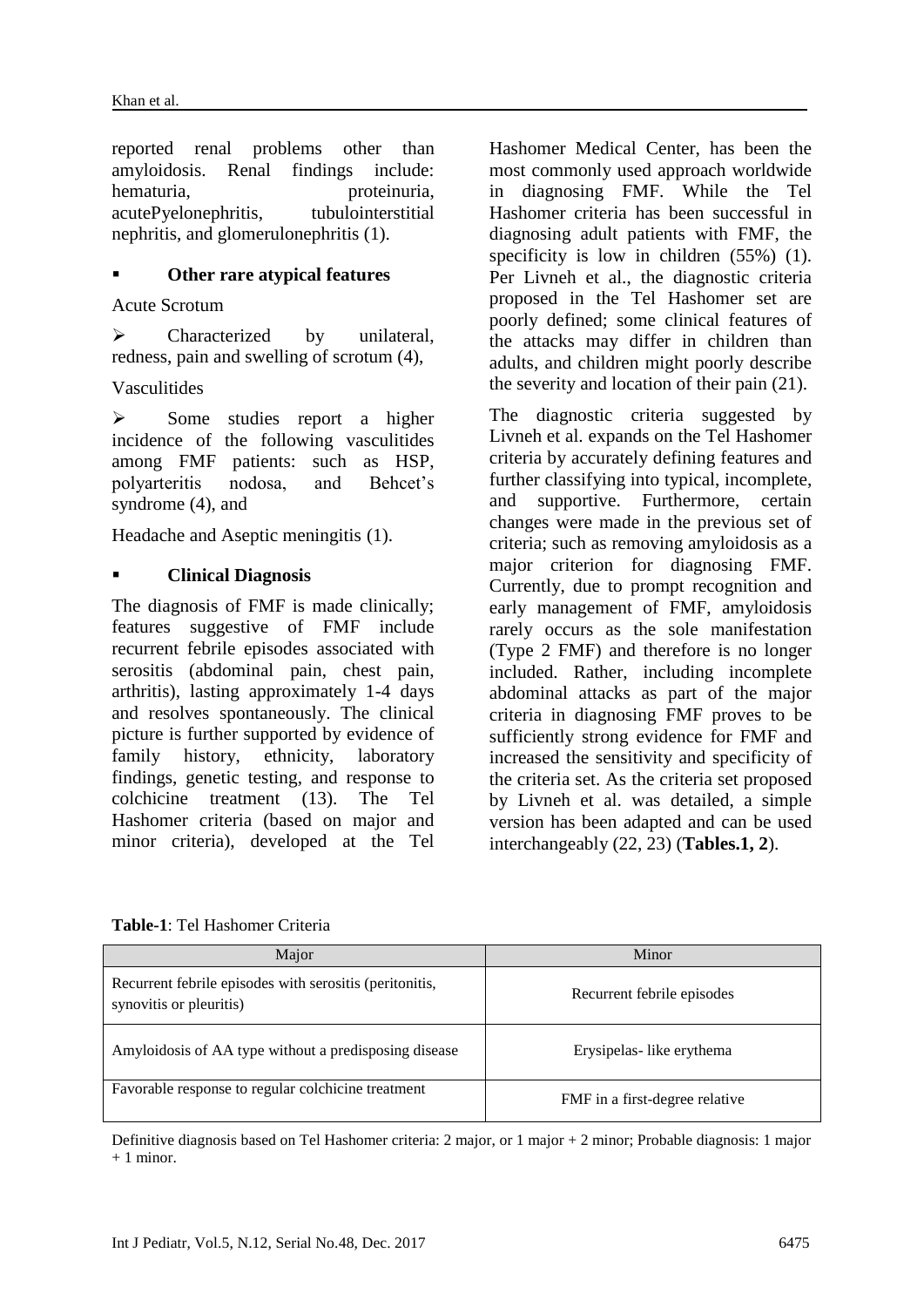reported renal problems other than amyloidosis. Renal findings include: hematuria, proteinuria, acutePyelonephritis, tubulointerstitial nephritis, and glomerulonephritis (1).

- **Other rare atypical features**

Acute Scrotum

- Characterized by unilateral, redness, pain and swelling of scrotum (4),

Vasculitides

- Some studies report a higher incidence of the following vasculitides among FMF patients: such as HSP, polyarteritis nodosa, and Behcet's syndrome (4), and

Headache and Aseptic meningitis (1).

- **Clinical Diagnosis**

The diagnosis of FMF is made clinically; features suggestive of FMF include recurrent febrile episodes associated with serositis (abdominal pain, chest pain, arthritis), lasting approximately 1-4 days and resolves spontaneously. The clinical picture is further supported by evidence of family history, ethnicity, laboratory findings, genetic testing, and response to colchicine treatment (13). The Tel Hashomer criteria (based on major and minor criteria), developed at the Tel Hashomer Medical Center, has been the most commonly used approach worldwide in diagnosing FMF. While the Tel Hashomer criteria has been successful in diagnosing adult patients with FMF, the specificity is low in children (55%) (1). Per Livneh et al., the diagnostic criteria proposed in the Tel Hashomer set are poorly defined; some clinical features of the attacks may differ in children than adults, and children might poorly describe the severity and location of their pain (21).

The diagnostic criteria suggested by Livneh et al. expands on the Tel Hashomer criteria by accurately defining features and further classifying into typical, incomplete, and supportive. Furthermore, certain changes were made in the previous set of criteria; such as removing amyloidosis as a major criterion for diagnosing FMF. Currently, due to prompt recognition and early management of FMF, amyloidosis rarely occurs as the sole manifestation (Type 2 FMF) and therefore is no longer included. Rather, including incomplete abdominal attacks as part of the major criteria in diagnosing FMF proves to be sufficiently strong evidence for FMF and increased the sensitivity and specificity of the criteria set. As the criteria set proposed by Livneh et al. was detailed, a simple version has been adapted and can be used interchangeably (22, 23) (**Tables.1, 2**).

**Table-1**: Tel Hashomer Criteria

| Major | Minor |
|---|---|
| Recurrent febrile episodes with serositis (peritonitis, synovitis or pleuritis) | Recurrent febrile episodes |
| Amyloidosis of AA type without a predisposing disease | Erysipelas- like erythema |
| Favorable response to regular colchicine treatment | FMF in a first-degree relative |

Definitive diagnosis based on Tel Hashomer criteria: 2 major, or 1 major + 2 minor; Probable diagnosis: 1 major + 1 minor.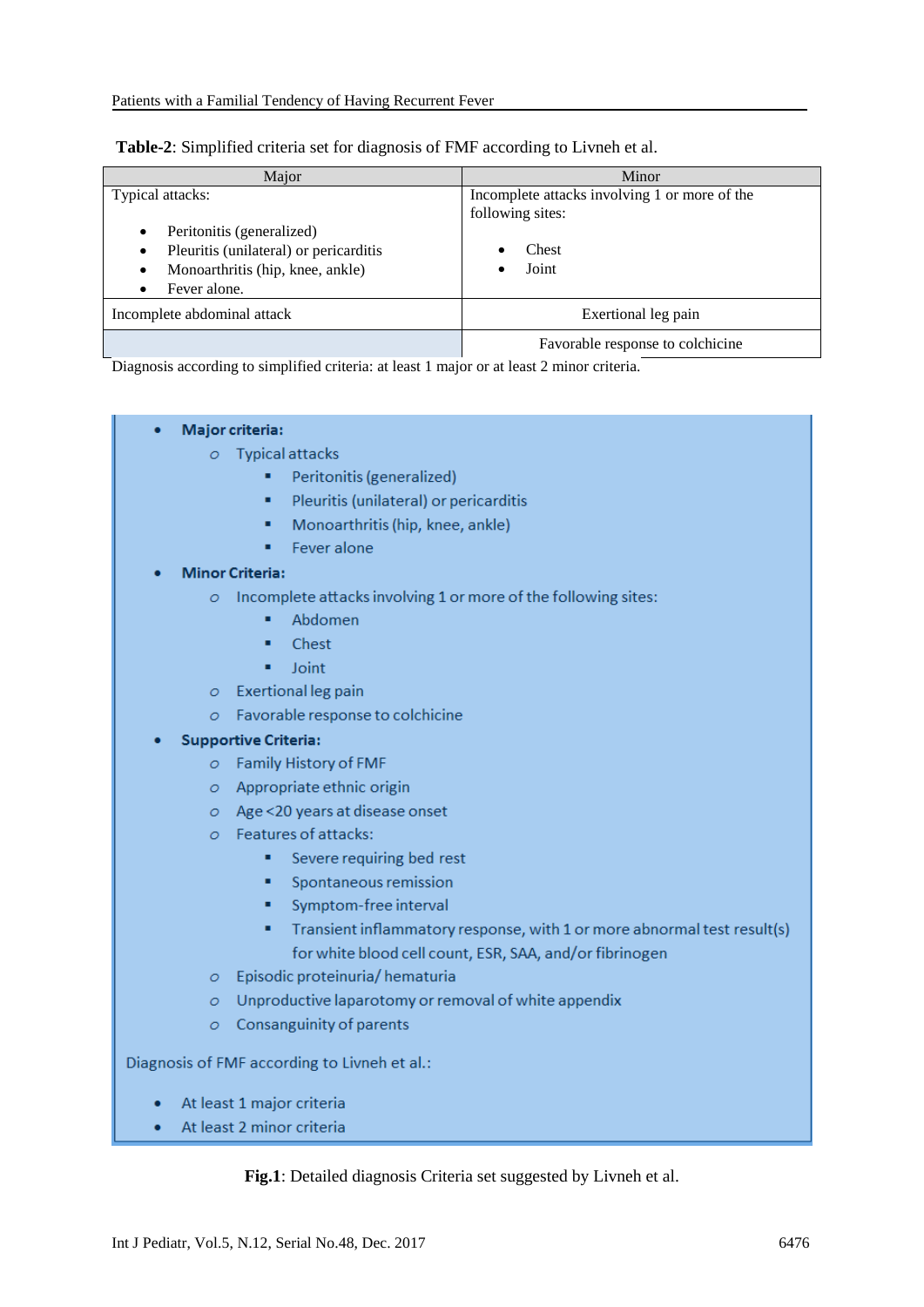**Table-2**: Simplified criteria set for diagnosis of FMF according to Livneh et al.

| Major | Minor |
|---|---|
| Typical attacks:<br>• Peritonitis (generalized)<br>• Pleuritis (unilateral) or pericarditis<br>• Monoarthritis (hip, knee, ankle)<br>• Fever alone. | Incomplete attacks involving 1 or more of the following sites:<br>• Chest<br>• Joint |
| Incomplete abdominal attack | Exertional leg pain |
| | Favorable response to colchicine |

Diagnosis according to simplified criteria: at least 1 major or at least 2 minor criteria.

- **Major criteria:**
  - Typical attacks
    - Peritonitis (generalized)
    - Pleuritis (unilateral) or pericarditis
    - Monoarthritis (hip, knee, ankle)
    - Fever alone
- **Minor Criteria:**
  - Incomplete attacks involving 1 or more of the following sites:
    - Abdomen
    - Chest
    - Joint
  - Exertional leg pain
  - Favorable response to colchicine
- **Supportive Criteria:**
  - Family History of FMF
  - Appropriate ethnic origin
  - Age <20 years at disease onset
  - Features of attacks:
    - Severe requiring bed rest
    - Spontaneous remission
    - Symptom-free interval
    - Transient inflammatory response, with 1 or more abnormal test result(s) for white blood cell count, ESR, SAA, and/or fibrinogen
  - Episodic proteinuria/ hematuria
  - Unproductive laparotomy or removal of white appendix
  - Consanguinity of parents

Diagnosis of FMF according to Livneh et al.:

- At least 1 major criteria
- At least 2 minor criteria

**Fig.1**: Detailed diagnosis Criteria set suggested by Livneh et al.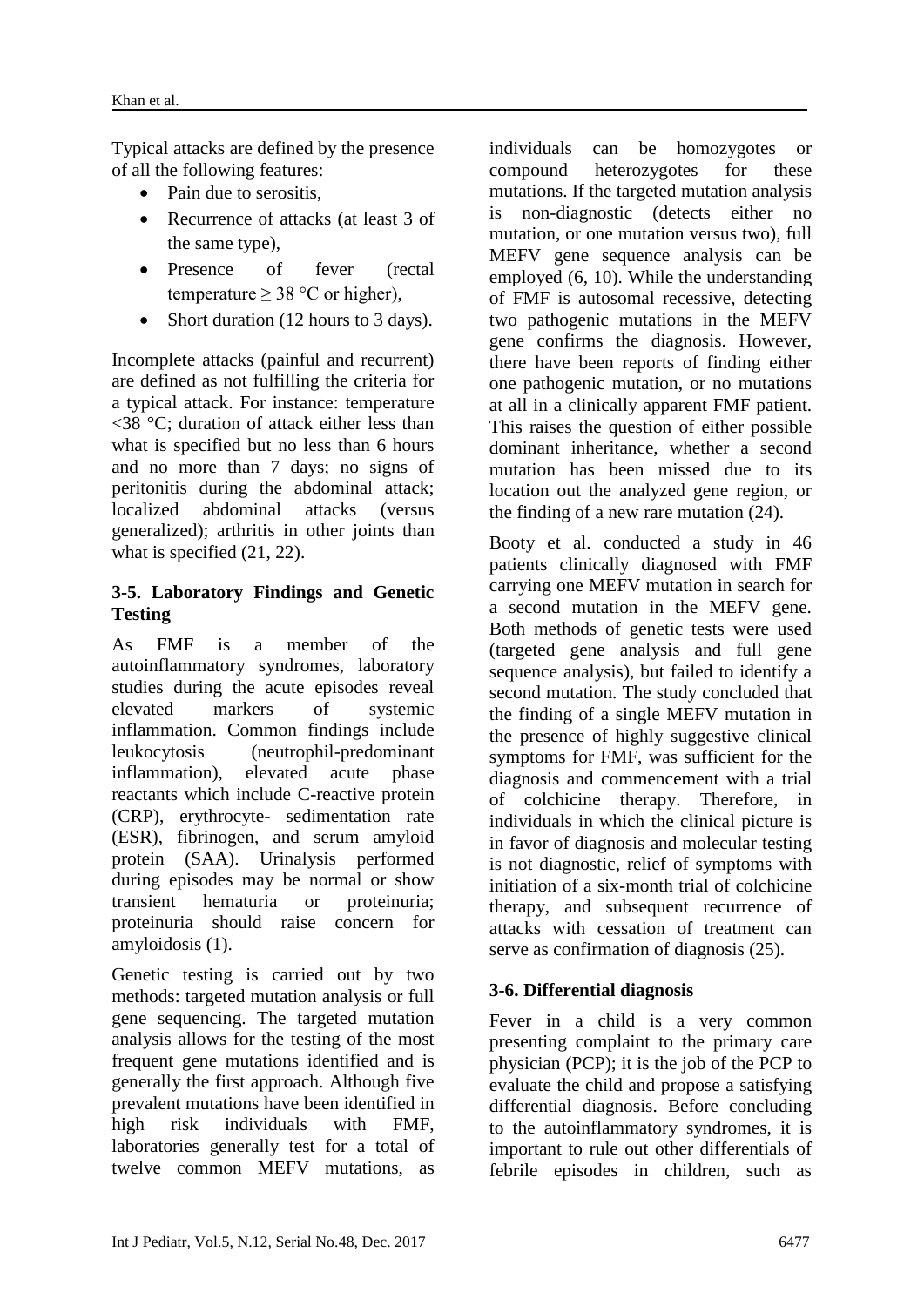Typical attacks are defined by the presence of all the following features:

- Pain due to serositis,
- Recurrence of attacks (at least 3 of the same type),
- Presence of fever (rectal temperature $\geq 38$ °C or higher),
- Short duration (12 hours to 3 days).

Incomplete attacks (painful and recurrent) are defined as not fulfilling the criteria for a typical attack. For instance: temperature <38 °C; duration of attack either less than what is specified but no less than 6 hours and no more than 7 days; no signs of peritonitis during the abdominal attack; localized abdominal attacks (versus generalized); arthritis in other joints than what is specified (21, 22).

### 3-5. Laboratory Findings and Genetic Testing

As FMF is a member of the autoinflammatory syndromes, laboratory studies during the acute episodes reveal elevated markers of systemic inflammation. Common findings include leukocytosis (neutrophil-predominant inflammation), elevated acute phase reactants which include C-reactive protein (CRP), erythrocyte- sedimentation rate (ESR), fibrinogen, and serum amyloid protein (SAA). Urinalysis performed during episodes may be normal or show transient hematuria or proteinuria; proteinuria should raise concern for amyloidosis (1).

Genetic testing is carried out by two methods: targeted mutation analysis or full gene sequencing. The targeted mutation analysis allows for the testing of the most frequent gene mutations identified and is generally the first approach. Although five prevalent mutations have been identified in high risk individuals with FMF, laboratories generally test for a total of twelve common MEFV mutations, as individuals can be homozygotes or compound heterozygotes for these mutations. If the targeted mutation analysis is non-diagnostic (detects either no mutation, or one mutation versus two), full MEFV gene sequence analysis can be employed (6, 10). While the understanding of FMF is autosomal recessive, detecting two pathogenic mutations in the MEFV gene confirms the diagnosis. However, there have been reports of finding either one pathogenic mutation, or no mutations at all in a clinically apparent FMF patient. This raises the question of either possible dominant inheritance, whether a second mutation has been missed due to its location out the analyzed gene region, or the finding of a new rare mutation (24).

Booty et al. conducted a study in 46 patients clinically diagnosed with FMF carrying one MEFV mutation in search for a second mutation in the MEFV gene. Both methods of genetic tests were used (targeted gene analysis and full gene sequence analysis), but failed to identify a second mutation. The study concluded that the finding of a single MEFV mutation in the presence of highly suggestive clinical symptoms for FMF, was sufficient for the diagnosis and commencement with a trial of colchicine therapy. Therefore, in individuals in which the clinical picture is in favor of diagnosis and molecular testing is not diagnostic, relief of symptoms with initiation of a six-month trial of colchicine therapy, and subsequent recurrence of attacks with cessation of treatment can serve as confirmation of diagnosis (25).

### 3-6. Differential diagnosis

Fever in a child is a very common presenting complaint to the primary care physician (PCP); it is the job of the PCP to evaluate the child and propose a satisfying differential diagnosis. Before concluding to the autoinflammatory syndromes, it is important to rule out other differentials of febrile episodes in children, such as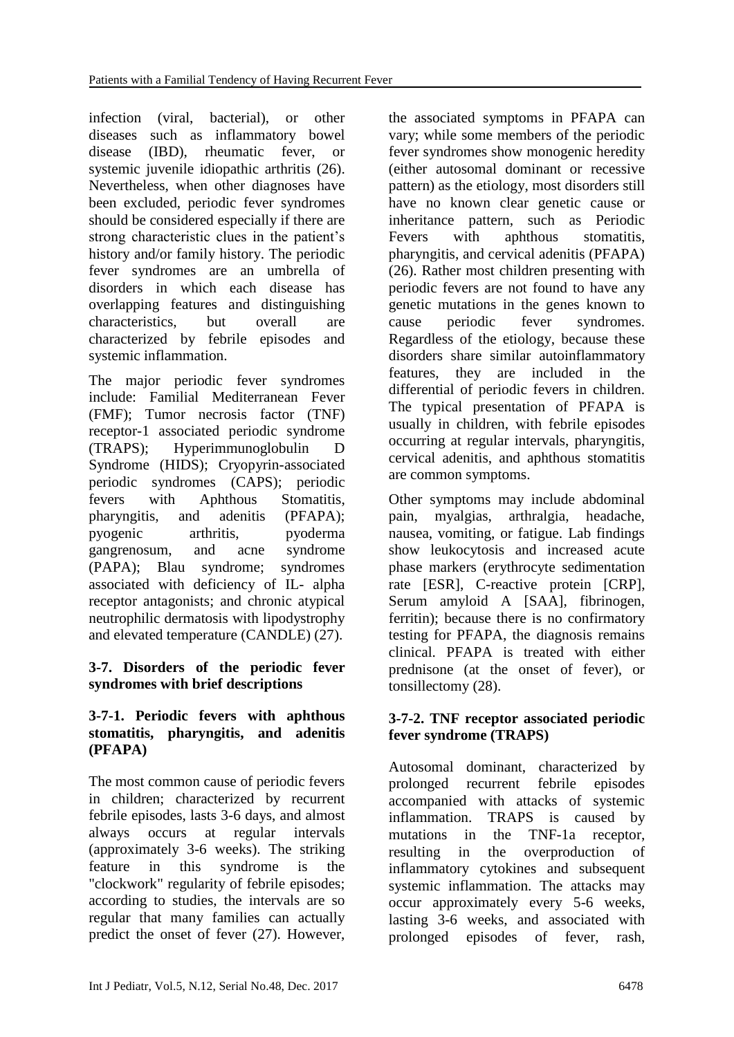infection (viral, bacterial), or other diseases such as inflammatory bowel disease (IBD), rheumatic fever, or systemic juvenile idiopathic arthritis (26). Nevertheless, when other diagnoses have been excluded, periodic fever syndromes should be considered especially if there are strong characteristic clues in the patient's history and/or family history. The periodic fever syndromes are an umbrella of disorders in which each disease has overlapping features and distinguishing characteristics, but overall are characterized by febrile episodes and systemic inflammation.

The major periodic fever syndromes include: Familial Mediterranean Fever (FMF); Tumor necrosis factor (TNF) receptor-1 associated periodic syndrome (TRAPS); Hyperimmunoglobulin D Syndrome (HIDS); Cryopyrin-associated periodic syndromes (CAPS); periodic fevers with Aphthous Stomatitis, pharyngitis, and adenitis (PFAPA); pyogenic arthritis, pyoderma gangrenosum, and acne syndrome (PAPA); Blau syndrome; syndromes associated with deficiency of IL- alpha receptor antagonists; and chronic atypical neutrophilic dermatosis with lipodystrophy and elevated temperature (CANDLE) (27).

### 3-7. Disorders of the periodic fever syndromes with brief descriptions

#### 3-7-1. Periodic fevers with aphthous stomatitis, pharyngitis, and adenitis (PFAPA)

The most common cause of periodic fevers in children; characterized by recurrent febrile episodes, lasts 3-6 days, and almost always occurs at regular intervals (approximately 3-6 weeks). The striking feature in this syndrome is the "clockwork" regularity of febrile episodes; according to studies, the intervals are so regular that many families can actually predict the onset of fever (27). However, the associated symptoms in PFAPA can vary; while some members of the periodic fever syndromes show monogenic heredity (either autosomal dominant or recessive pattern) as the etiology, most disorders still have no known clear genetic cause or inheritance pattern, such as Periodic Fevers with aphthous stomatitis, pharyngitis, and cervical adenitis (PFAPA) (26). Rather most children presenting with periodic fevers are not found to have any genetic mutations in the genes known to cause periodic fever syndromes. Regardless of the etiology, because these disorders share similar autoinflammatory features, they are included in the differential of periodic fevers in children. The typical presentation of PFAPA is usually in children, with febrile episodes occurring at regular intervals, pharyngitis, cervical adenitis, and aphthous stomatitis are common symptoms.

Other symptoms may include abdominal pain, myalgias, arthralgia, headache, nausea, vomiting, or fatigue. Lab findings show leukocytosis and increased acute phase markers (erythrocyte sedimentation rate [ESR], C-reactive protein [CRP], Serum amyloid A [SAA], fibrinogen, ferritin); because there is no confirmatory testing for PFAPA, the diagnosis remains clinical. PFAPA is treated with either prednisone (at the onset of fever), or tonsillectomy (28).

#### 3-7-2. TNF receptor associated periodic fever syndrome (TRAPS)

Autosomal dominant, characterized by prolonged recurrent febrile episodes accompanied with attacks of systemic inflammation. TRAPS is caused by mutations in the TNF-1a receptor, resulting in the overproduction of inflammatory cytokines and subsequent systemic inflammation. The attacks may occur approximately every 5-6 weeks, lasting 3-6 weeks, and associated with prolonged episodes of fever, rash,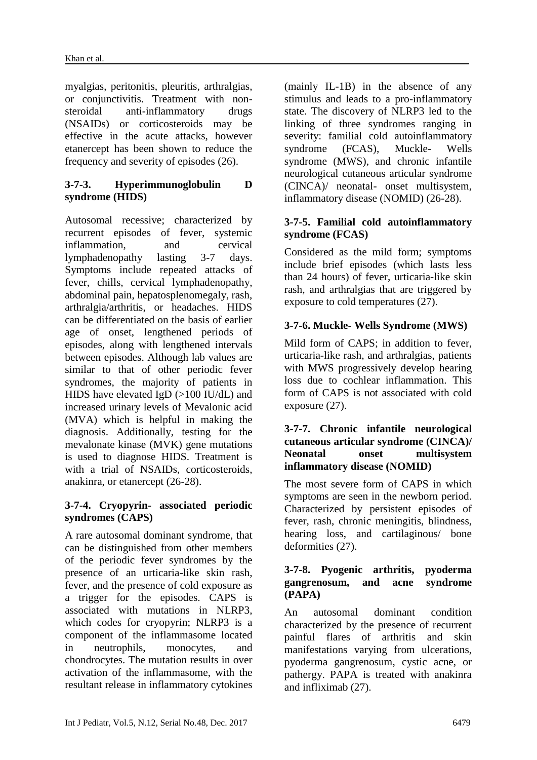myalgias, peritonitis, pleuritis, arthralgias, or conjunctivitis. Treatment with non-steroidal anti-inflammatory drugs (NSAIDs) or corticosteroids may be effective in the acute attacks, however etanercept has been shown to reduce the frequency and severity of episodes (26).

### 3-7-3. Hyperimmunoglobulin D syndrome (HIDS)

Autosomal recessive; characterized by recurrent episodes of fever, systemic inflammation, and cervical lymphadenopathy lasting 3-7 days. Symptoms include repeated attacks of fever, chills, cervical lymphadenopathy, abdominal pain, hepatosplenomegaly, rash, arthralgia/arthritis, or headaches. HIDS can be differentiated on the basis of earlier age of onset, lengthened periods of episodes, along with lengthened intervals between episodes. Although lab values are similar to that of other periodic fever syndromes, the majority of patients in HIDS have elevated IgD (>100 IU/dL) and increased urinary levels of Mevalonic acid (MVA) which is helpful in making the diagnosis. Additionally, testing for the mevalonate kinase (MVK) gene mutations is used to diagnose HIDS. Treatment is with a trial of NSAIDs, corticosteroids, anakinra, or etanercept (26-28).

### 3-7-4. Cryopyrin- associated periodic syndromes (CAPS)

A rare autosomal dominant syndrome, that can be distinguished from other members of the periodic fever syndromes by the presence of an urticaria-like skin rash, fever, and the presence of cold exposure as a trigger for the episodes. CAPS is associated with mutations in NLRP3, which codes for cryopyrin; NLRP3 is a component of the inflammasome located in neutrophils, monocytes, and chondrocytes. The mutation results in over activation of the inflammasome, with the resultant release in inflammatory cytokines (mainly IL-1B) in the absence of any stimulus and leads to a pro-inflammatory state. The discovery of NLRP3 led to the linking of three syndromes ranging in severity: familial cold autoinflammatory syndrome (FCAS), Muckle- Wells syndrome (MWS), and chronic infantile neurological cutaneous articular syndrome (CINCA)/ neonatal- onset multisystem, inflammatory disease (NOMID) (26-28).

### 3-7-5. Familial cold autoinflammatory syndrome (FCAS)

Considered as the mild form; symptoms include brief episodes (which lasts less than 24 hours) of fever, urticaria-like skin rash, and arthralgias that are triggered by exposure to cold temperatures (27).

### 3-7-6. Muckle- Wells Syndrome (MWS)

Mild form of CAPS; in addition to fever, urticaria-like rash, and arthralgias, patients with MWS progressively develop hearing loss due to cochlear inflammation. This form of CAPS is not associated with cold exposure (27).

### 3-7-7. Chronic infantile neurological cutaneous articular syndrome (CINCA)/ Neonatal onset multisystem inflammatory disease (NOMID)

The most severe form of CAPS in which symptoms are seen in the newborn period. Characterized by persistent episodes of fever, rash, chronic meningitis, blindness, hearing loss, and cartilaginous/ bone deformities (27).

### 3-7-8. Pyogenic arthritis, pyoderma gangrenosum, and acne syndrome (PAPA)

An autosomal dominant condition characterized by the presence of recurrent painful flares of arthritis and skin manifestations varying from ulcerations, pyoderma gangrenosum, cystic acne, or pathergy. PAPA is treated with anakinra and infliximab (27).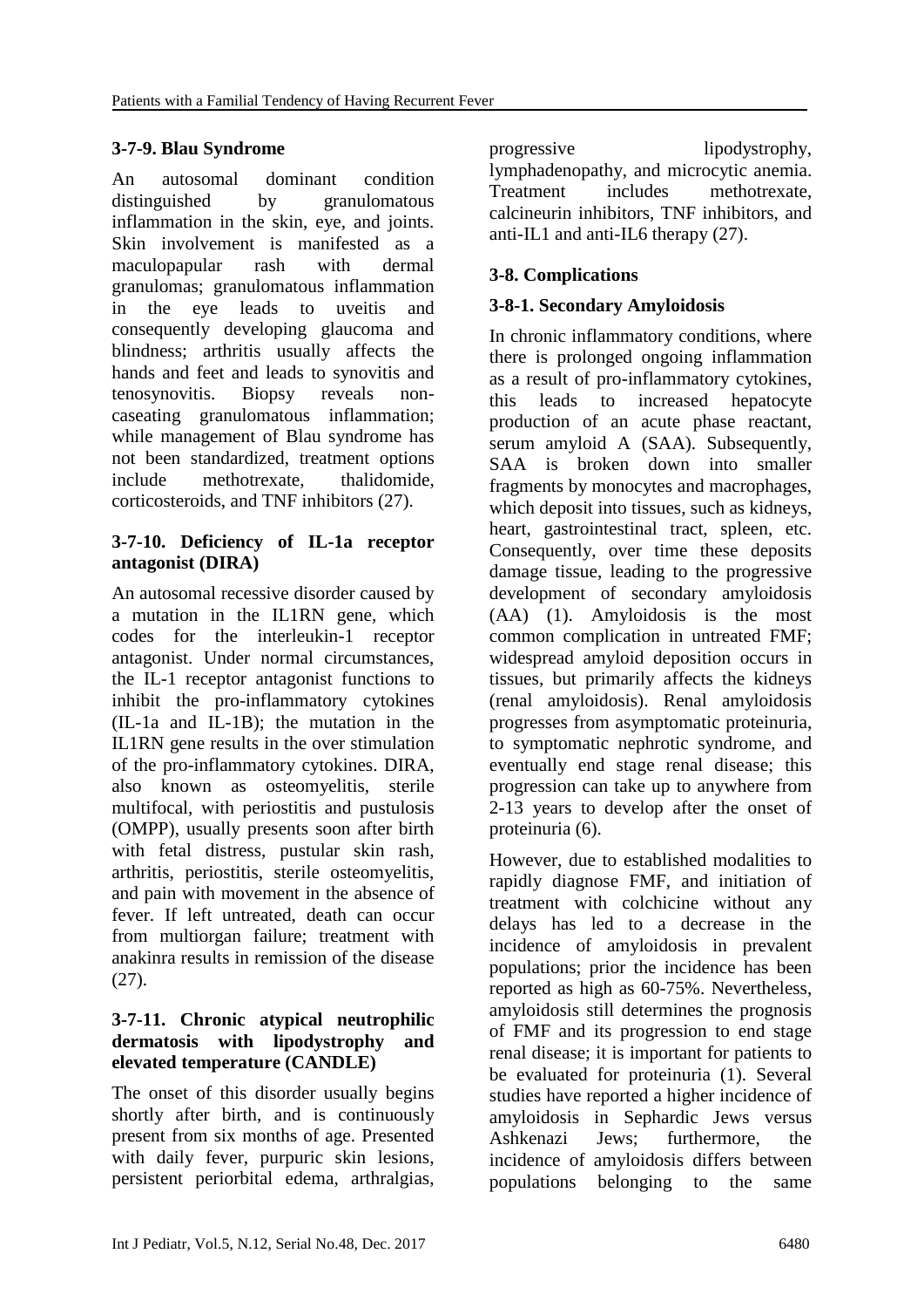#### 3-7-9. Blau Syndrome

An autosomal dominant condition distinguished by granulomatous inflammation in the skin, eye, and joints. Skin involvement is manifested as a maculopapular rash with dermal granulomas; granulomatous inflammation in the eye leads to uveitis and consequently developing glaucoma and blindness; arthritis usually affects the hands and feet and leads to synovitis and tenosynovitis. Biopsy reveals non-caseating granulomatous inflammation; while management of Blau syndrome has not been standardized, treatment options include methotrexate, thalidomide, corticosteroids, and TNF inhibitors (27).

#### 3-7-10. Deficiency of IL-1a receptor antagonist (DIRA)

An autosomal recessive disorder caused by a mutation in the IL1RN gene, which codes for the interleukin-1 receptor antagonist. Under normal circumstances, the IL-1 receptor antagonist functions to inhibit the pro-inflammatory cytokines (IL-1a and IL-1B); the mutation in the IL1RN gene results in the over stimulation of the pro-inflammatory cytokines. DIRA, also known as osteomyelitis, sterile multifocal, with periostitis and pustulosis (OMPP), usually presents soon after birth with fetal distress, pustular skin rash, arthritis, periostitis, sterile osteomyelitis, and pain with movement in the absence of fever. If left untreated, death can occur from multiorgan failure; treatment with anakinra results in remission of the disease (27).

#### 3-7-11. Chronic atypical neutrophilic dermatosis with lipodystrophy and elevated temperature (CANDLE)

The onset of this disorder usually begins shortly after birth, and is continuously present from six months of age. Presented with daily fever, purpuric skin lesions, persistent periorbital edema, arthralgias, progressive lipodystrophy, lymphadenopathy, and microcytic anemia. Treatment includes methotrexate, calcineurin inhibitors, TNF inhibitors, and anti-IL1 and anti-IL6 therapy (27).

### 3-8. Complications

#### 3-8-1. Secondary Amyloidosis

In chronic inflammatory conditions, where there is prolonged ongoing inflammation as a result of pro-inflammatory cytokines, this leads to increased hepatocyte production of an acute phase reactant, serum amyloid A (SAA). Subsequently, SAA is broken down into smaller fragments by monocytes and macrophages, which deposit into tissues, such as kidneys, heart, gastrointestinal tract, spleen, etc. Consequently, over time these deposits damage tissue, leading to the progressive development of secondary amyloidosis (AA) (1). Amyloidosis is the most common complication in untreated FMF; widespread amyloid deposition occurs in tissues, but primarily affects the kidneys (renal amyloidosis). Renal amyloidosis progresses from asymptomatic proteinuria, to symptomatic nephrotic syndrome, and eventually end stage renal disease; this progression can take up to anywhere from 2-13 years to develop after the onset of proteinuria (6).

However, due to established modalities to rapidly diagnose FMF, and initiation of treatment with colchicine without any delays has led to a decrease in the incidence of amyloidosis in prevalent populations; prior the incidence has been reported as high as 60-75%. Nevertheless, amyloidosis still determines the prognosis of FMF and its progression to end stage renal disease; it is important for patients to be evaluated for proteinuria (1). Several studies have reported a higher incidence of amyloidosis in Sephardic Jews versus Ashkenazi Jews; furthermore, the incidence of amyloidosis differs between populations belonging to the same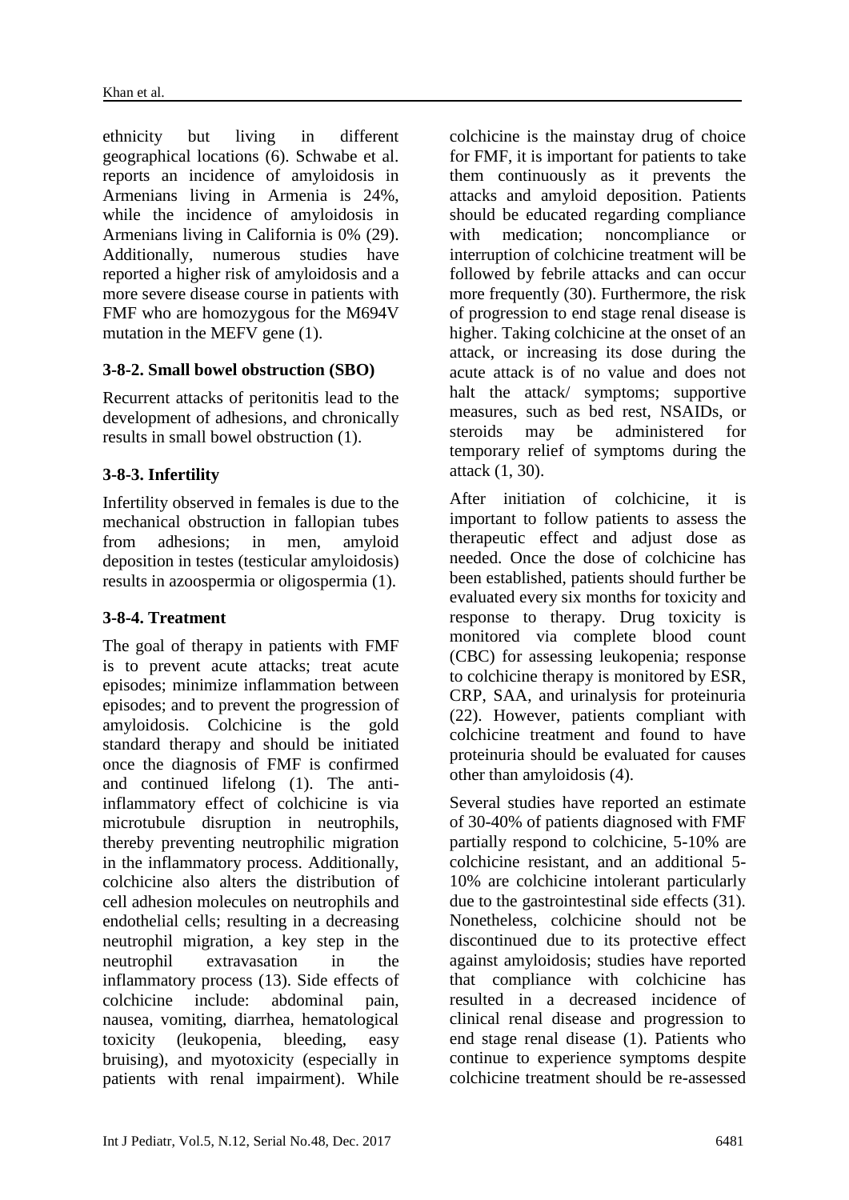ethnicity but living in different geographical locations (6). Schwabe et al. reports an incidence of amyloidosis in Armenians living in Armenia is 24%, while the incidence of amyloidosis in Armenians living in California is 0% (29). Additionally, numerous studies have reported a higher risk of amyloidosis and a more severe disease course in patients with FMF who are homozygous for the M694V mutation in the MEFV gene (1).

### 3-8-2. Small bowel obstruction (SBO)

Recurrent attacks of peritonitis lead to the development of adhesions, and chronically results in small bowel obstruction (1).

### 3-8-3. Infertility

Infertility observed in females is due to the mechanical obstruction in fallopian tubes from adhesions; in men, amyloid deposition in testes (testicular amyloidosis) results in azoospermia or oligospermia (1).

### 3-8-4. Treatment

The goal of therapy in patients with FMF is to prevent acute attacks; treat acute episodes; minimize inflammation between episodes; and to prevent the progression of amyloidosis. Colchicine is the gold standard therapy and should be initiated once the diagnosis of FMF is confirmed and continued lifelong (1). The anti-inflammatory effect of colchicine is via microtubule disruption in neutrophils, thereby preventing neutrophilic migration in the inflammatory process. Additionally, colchicine also alters the distribution of cell adhesion molecules on neutrophils and endothelial cells; resulting in a decreasing neutrophil migration, a key step in the neutrophil extravasation in the inflammatory process (13). Side effects of colchicine include: abdominal pain, nausea, vomiting, diarrhea, hematological toxicity (leukopenia, bleeding, easy bruising), and myotoxicity (especially in patients with renal impairment). While colchicine is the mainstay drug of choice for FMF, it is important for patients to take them continuously as it prevents the attacks and amyloid deposition. Patients should be educated regarding compliance with medication; noncompliance or interruption of colchicine treatment will be followed by febrile attacks and can occur more frequently (30). Furthermore, the risk of progression to end stage renal disease is higher. Taking colchicine at the onset of an attack, or increasing its dose during the acute attack is of no value and does not halt the attack/ symptoms; supportive measures, such as bed rest, NSAIDs, or steroids may be administered for temporary relief of symptoms during the attack (1, 30).

After initiation of colchicine, it is important to follow patients to assess the therapeutic effect and adjust dose as needed. Once the dose of colchicine has been established, patients should further be evaluated every six months for toxicity and response to therapy. Drug toxicity is monitored via complete blood count (CBC) for assessing leukopenia; response to colchicine therapy is monitored by ESR, CRP, SAA, and urinalysis for proteinuria (22). However, patients compliant with colchicine treatment and found to have proteinuria should be evaluated for causes other than amyloidosis (4).

Several studies have reported an estimate of 30-40% of patients diagnosed with FMF partially respond to colchicine, 5-10% are colchicine resistant, and an additional 5-10% are colchicine intolerant particularly due to the gastrointestinal side effects (31). Nonetheless, colchicine should not be discontinued due to its protective effect against amyloidosis; studies have reported that compliance with colchicine has resulted in a decreased incidence of clinical renal disease and progression to end stage renal disease (1). Patients who continue to experience symptoms despite colchicine treatment should be re-assessed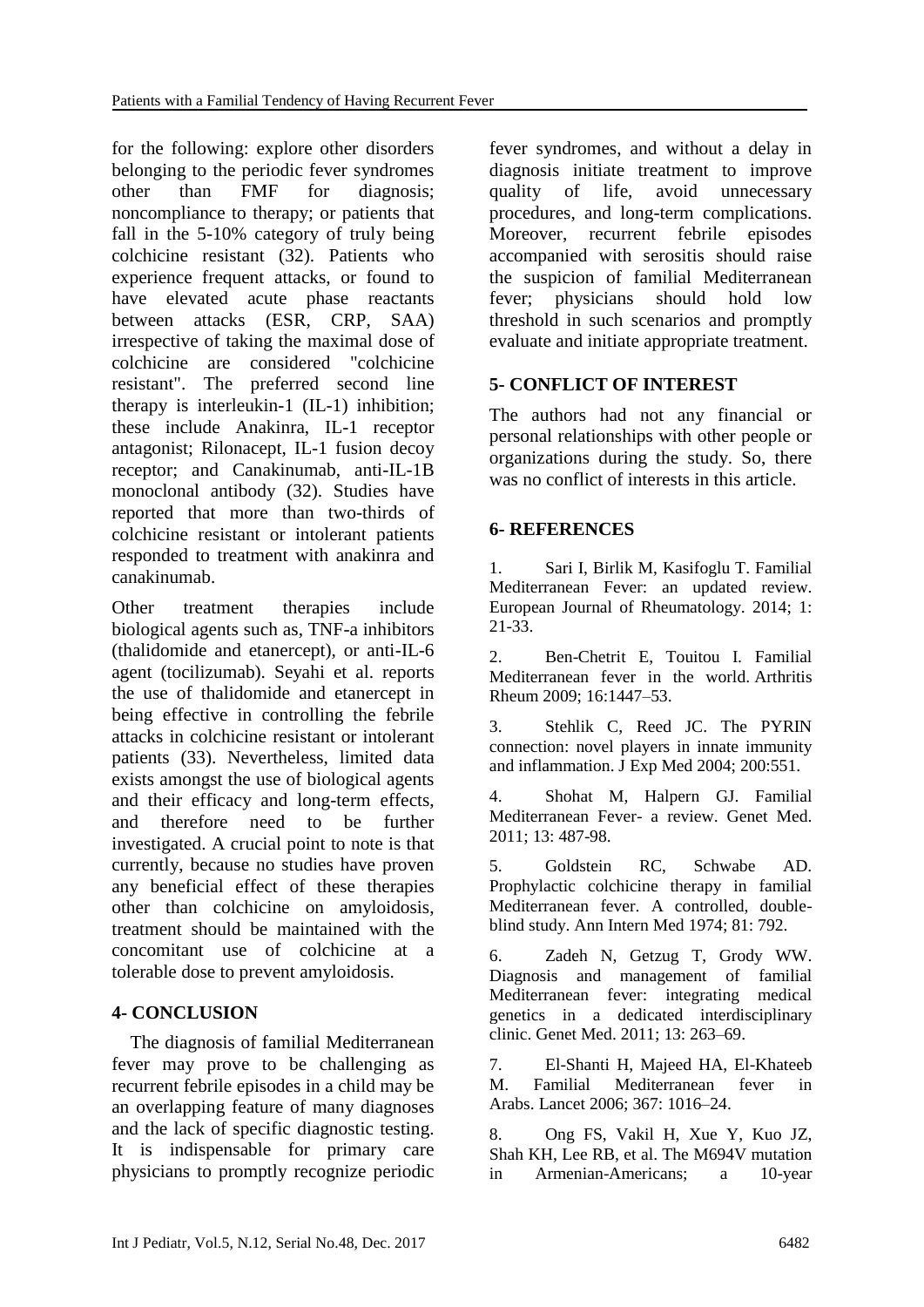for the following: explore other disorders belonging to the periodic fever syndromes other than FMF for diagnosis; noncompliance to therapy; or patients that fall in the 5-10% category of truly being colchicine resistant (32). Patients who experience frequent attacks, or found to have elevated acute phase reactants between attacks (ESR, CRP, SAA) irrespective of taking the maximal dose of colchicine are considered "colchicine resistant". The preferred second line therapy is interleukin-1 (IL-1) inhibition; these include Anakinra, IL-1 receptor antagonist; Rilonacept, IL-1 fusion decoy receptor; and Canakinumab, anti-IL-1B monoclonal antibody (32). Studies have reported that more than two-thirds of colchicine resistant or intolerant patients responded to treatment with anakinra and canakinumab.

Other treatment therapies include biological agents such as, TNF-a inhibitors (thalidomide and etanercept), or anti-IL-6 agent (tocilizumab). Seyahi et al. reports the use of thalidomide and etanercept in being effective in controlling the febrile attacks in colchicine resistant or intolerant patients (33). Nevertheless, limited data exists amongst the use of biological agents and their efficacy and long-term effects, and therefore need to be further investigated. A crucial point to note is that currently, because no studies have proven any beneficial effect of these therapies other than colchicine on amyloidosis, treatment should be maintained with the concomitant use of colchicine at a tolerable dose to prevent amyloidosis.

## 4- CONCLUSION

The diagnosis of familial Mediterranean fever may prove to be challenging as recurrent febrile episodes in a child may be an overlapping feature of many diagnoses and the lack of specific diagnostic testing. It is indispensable for primary care physicians to promptly recognize periodic fever syndromes, and without a delay in diagnosis initiate treatment to improve quality of life, avoid unnecessary procedures, and long-term complications. Moreover, recurrent febrile episodes accompanied with serositis should raise the suspicion of familial Mediterranean fever; physicians should hold low threshold in such scenarios and promptly evaluate and initiate appropriate treatment.

## 5- CONFLICT OF INTEREST

The authors had not any financial or personal relationships with other people or organizations during the study. So, there was no conflict of interests in this article.

## 6- REFERENCES

1. Sari I, Birlik M, Kasifoglu T. Familial Mediterranean Fever: an updated review. European Journal of Rheumatology. 2014; 1: 21-33.

2. Ben-Chetrit E, Touitou I. Familial Mediterranean fever in the world. Arthritis Rheum 2009; 16:1447–53.

3. Stehlik C, Reed JC. The PYRIN connection: novel players in innate immunity and inflammation. J Exp Med 2004; 200:551.

4. Shohat M, Halpern GJ. Familial Mediterranean Fever- a review. Genet Med. 2011; 13: 487-98.

5. Goldstein RC, Schwabe AD. Prophylactic colchicine therapy in familial Mediterranean fever. A controlled, double-blind study. Ann Intern Med 1974; 81: 792.

6. Zadeh N, Getzug T, Grody WW. Diagnosis and management of familial Mediterranean fever: integrating medical genetics in a dedicated interdisciplinary clinic. Genet Med. 2011; 13: 263–69.

7. El-Shanti H, Majeed HA, El-Khateeb M. Familial Mediterranean fever in Arabs. Lancet 2006; 367: 1016–24.

8. Ong FS, Vakil H, Xue Y, Kuo JZ, Shah KH, Lee RB, et al. The M694V mutation in Armenian-Americans; a 10-year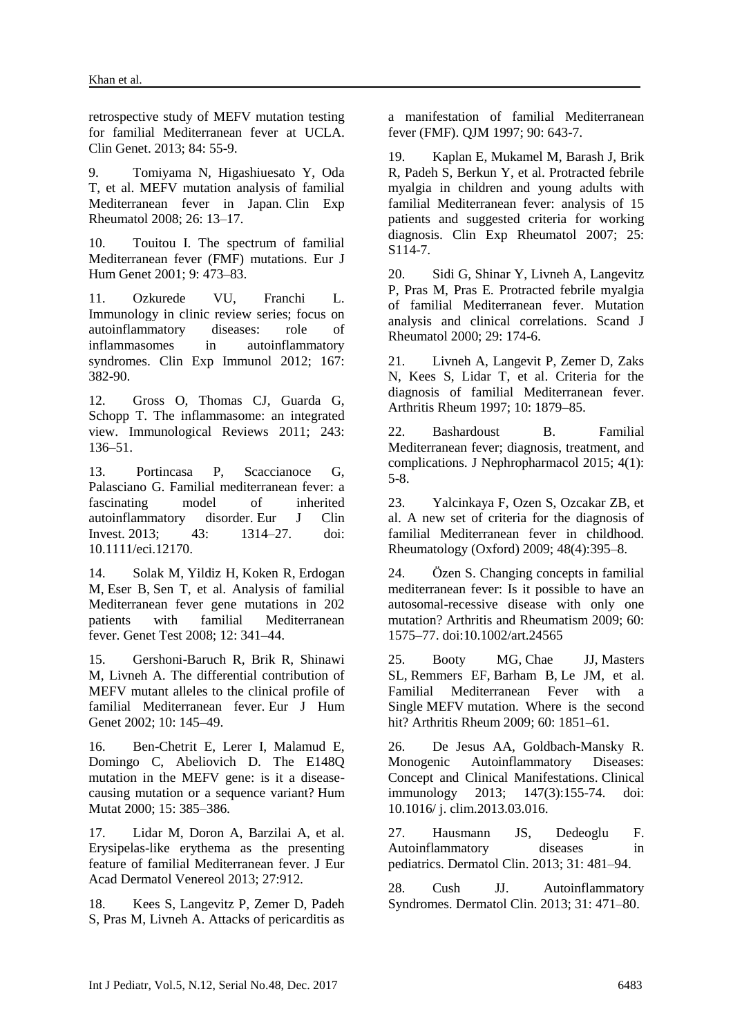retrospective study of MEFV mutation testing for familial Mediterranean fever at UCLA. Clin Genet. 2013; 84: 55-9.

9. Tomiyama N, Higashiuesato Y, Oda T, et al. MEFV mutation analysis of familial Mediterranean fever in Japan. Clin Exp Rheumatol 2008; 26: 13–17.

10. Touitou I. The spectrum of familial Mediterranean fever (FMF) mutations. Eur J Hum Genet 2001; 9: 473–83.

11. Ozkurede VU, Franchi L. Immunology in clinic review series; focus on autoinflammatory diseases: role of inflammasomes in autoinflammatory syndromes. Clin Exp Immunol 2012; 167: 382-90.

12. Gross O, Thomas CJ, Guarda G, Schopp T. The inflammasome: an integrated view. Immunological Reviews 2011; 243: 136–51.

13. Portincasa P, Scaccianoce G, Palasciano G. Familial mediterranean fever: a fascinating model of inherited autoinflammatory disorder. Eur J Clin Invest. 2013; 43: 1314–27. doi: 10.1111/eci.12170.

14. Solak M, Yildiz H, Koken R, Erdogan M, Eser B, Sen T, et al. Analysis of familial Mediterranean fever gene mutations in 202 patients with familial Mediterranean fever. Genet Test 2008; 12: 341–44.

15. Gershoni-Baruch R, Brik R, Shinawi M, Livneh A. The differential contribution of MEFV mutant alleles to the clinical profile of familial Mediterranean fever. Eur J Hum Genet 2002; 10: 145–49.

16. Ben-Chetrit E, Lerer I, Malamud E, Domingo C, Abeliovich D. The E148Q mutation in the MEFV gene: is it a disease-causing mutation or a sequence variant? Hum Mutat 2000; 15: 385–386.

17. Lidar M, Doron A, Barzilai A, et al. Erysipelas-like erythema as the presenting feature of familial Mediterranean fever. J Eur Acad Dermatol Venereol 2013; 27:912.

18. Kees S, Langevitz P, Zemer D, Padeh S, Pras M, Livneh A. Attacks of pericarditis as a manifestation of familial Mediterranean fever (FMF). QJM 1997; 90: 643-7.

19. Kaplan E, Mukamel M, Barash J, Brik R, Padeh S, Berkun Y, et al. Protracted febrile myalgia in children and young adults with familial Mediterranean fever: analysis of 15 patients and suggested criteria for working diagnosis. Clin Exp Rheumatol 2007; 25: S114-7.

20. Sidi G, Shinar Y, Livneh A, Langevitz P, Pras M, Pras E. Protracted febrile myalgia of familial Mediterranean fever. Mutation analysis and clinical correlations. Scand J Rheumatol 2000; 29: 174-6.

21. Livneh A, Langevit P, Zemer D, Zaks N, Kees S, Lidar T, et al. Criteria for the diagnosis of familial Mediterranean fever. Arthritis Rheum 1997; 10: 1879–85.

22. Bashardoust B. Familial Mediterranean fever; diagnosis, treatment, and complications. J Nephropharmacol 2015; 4(1): 5-8.

23. Yalcinkaya F, Ozen S, Ozcakar ZB, et al. A new set of criteria for the diagnosis of familial Mediterranean fever in childhood. Rheumatology (Oxford) 2009; 48(4):395–8.

24. Özen S. Changing concepts in familial mediterranean fever: Is it possible to have an autosomal-recessive disease with only one mutation? Arthritis and Rheumatism 2009; 60: 1575–77. doi:10.1002/art.24565

25. Booty MG, Chae JJ, Masters SL, Remmers EF, Barham B, Le JM, et al. Familial Mediterranean Fever with a Single MEFV mutation. Where is the second hit? Arthritis Rheum 2009; 60: 1851–61.

26. De Jesus AA, Goldbach-Mansky R. Monogenic Autoinflammatory Diseases: Concept and Clinical Manifestations. Clinical immunology 2013; 147(3):155-74. doi: 10.1016/ j. clim.2013.03.016.

27. Hausmann JS, Dedeoglu F. Autoinflammatory diseases in pediatrics. Dermatol Clin. 2013; 31: 481–94.

28. Cush JJ. Autoinflammatory Syndromes. Dermatol Clin. 2013; 31: 471–80.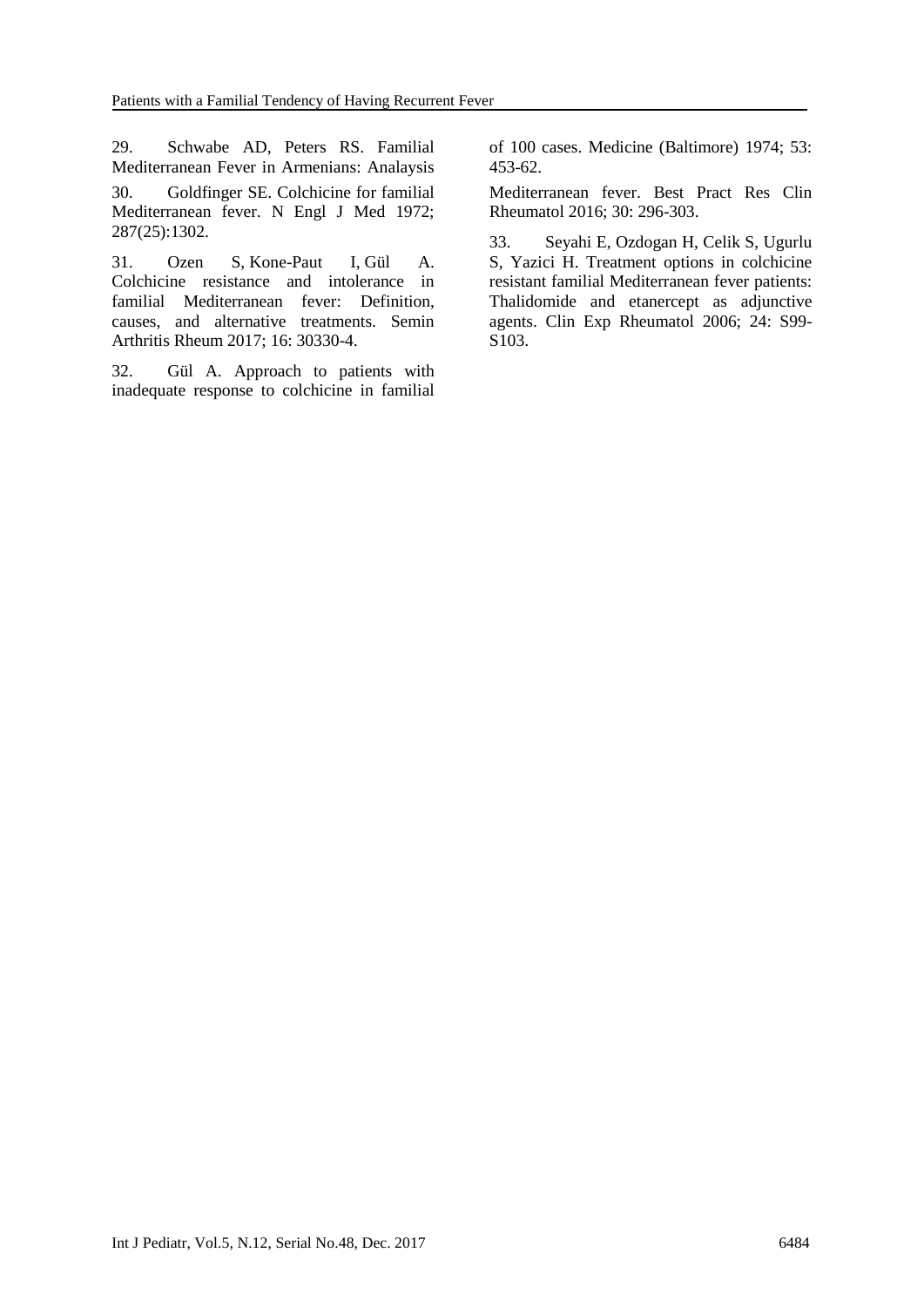29. Schwabe AD, Peters RS. Familial Mediterranean Fever in Armenians: Analaysis of 100 cases. Medicine (Baltimore) 1974; 53: 453-62.

30. Goldfinger SE. Colchicine for familial Mediterranean fever. N Engl J Med 1972; 287(25):1302.

31. Ozen S, Kone-Paut I, Gül A. Colchicine resistance and intolerance in familial Mediterranean fever: Definition, causes, and alternative treatments. Semin Arthritis Rheum 2017; 16: 30330-4.

32. Gül A. Approach to patients with inadequate response to colchicine in familial Mediterranean fever. Best Pract Res Clin Rheumatol 2016; 30: 296-303.

33. Seyahi E, Ozdogan H, Celik S, Ugurlu S, Yazici H. Treatment options in colchicine resistant familial Mediterranean fever patients: Thalidomide and etanercept as adjunctive agents. Clin Exp Rheumatol 2006; 24: S99-S103.